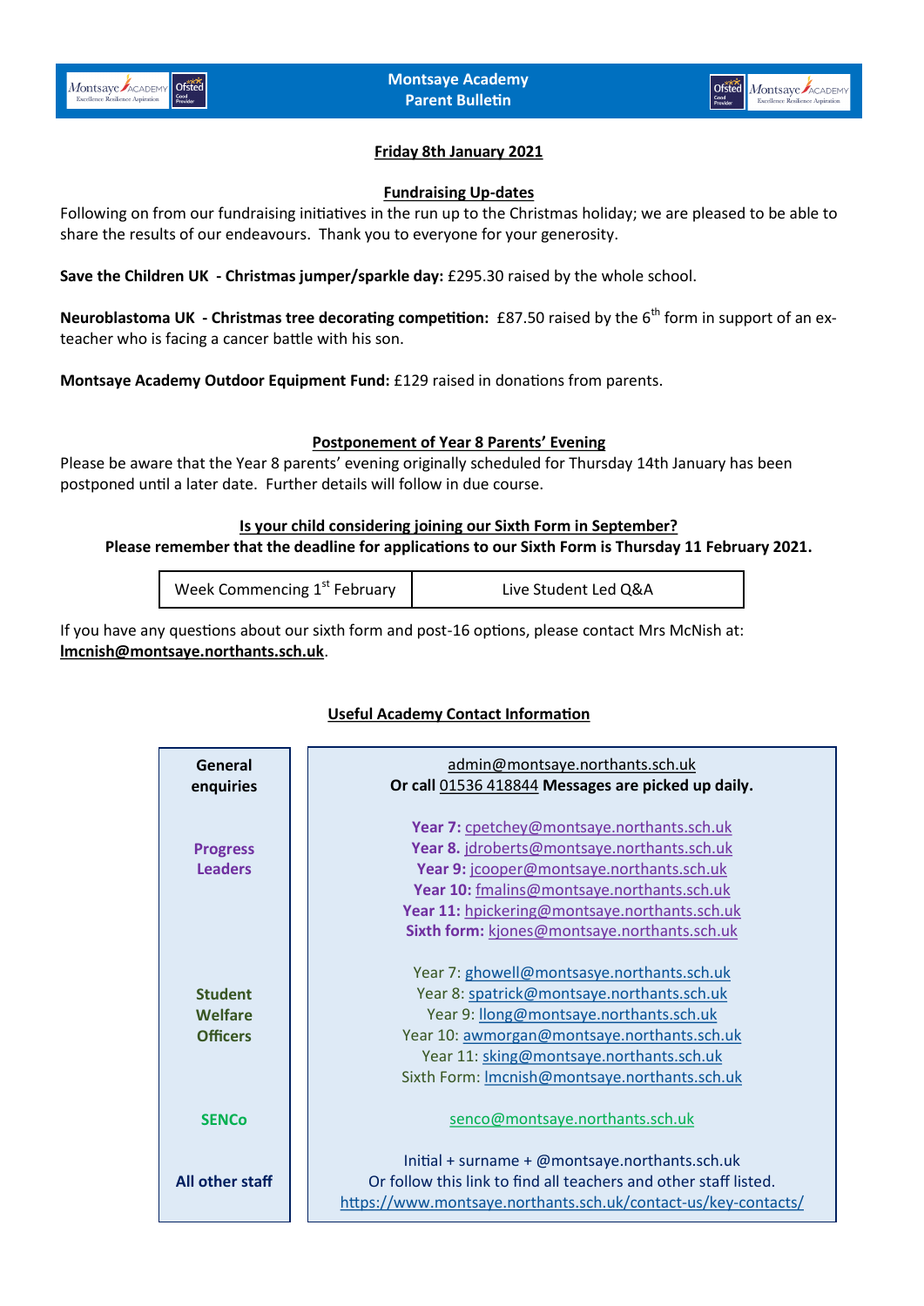# Montsaye Academy Parent Bulletin

**Friday 8th January 2021**

## Fundraising Up-dates

Following on from our fundraising initiatives in the run up to the Christmas holiday; we are pleased to be able to share the results of our endeavours. Thank you to everyone for your generosity.

**Save the Children UK - Christmas jumper/sparkle day:** £295.30 raised by the whole school.

**Neuroblastoma UK - Christmas tree decorating competition:** £87.50 raised by the 6th form in support of an ex-teacher who is facing a cancer battle with his son.

**Montsaye Academy Outdoor Equipment Fund:** £129 raised in donations from parents.

## Postponement of Year 8 Parents' Evening

Please be aware that the Year 8 parents' evening originally scheduled for Thursday 14th January has been postponed until a later date. Further details will follow in due course.

## Is your child considering joining our Sixth Form in September?

**Please remember that the deadline for applications to our Sixth Form is Thursday 11 February 2021.**

| | |
|---|---|
| Week Commencing 1st February | Live Student Led Q&A |

If you have any questions about our sixth form and post-16 options, please contact Mrs McNish at: **lmcnish@montsaye.northants.sch.uk**.

## Useful Academy Contact Information

| | |
|---|---|
| **General enquiries** | admin@montsaye.northants.sch.uk<br>**Or call** 01536 418844 **Messages are picked up daily.** |
| **Progress Leaders** | **Year 7:** cpetchey@montsaye.northants.sch.uk<br>**Year 8.** jdroberts@montsaye.northants.sch.uk<br>**Year 9:** jcooper@montsaye.northants.sch.uk<br>**Year 10:** fmalins@montsaye.northants.sch.uk<br>**Year 11:** hpickering@montsaye.northants.sch.uk<br>**Sixth form:** kjones@montsaye.northants.sch.uk |
| **Student Welfare Officers** | Year 7: ghowell@montsasye.northants.sch.uk<br>Year 8: spatrick@montsaye.northants.sch.uk<br>Year 9: llong@montsaye.northants.sch.uk<br>Year 10: awmorgan@montsaye.northants.sch.uk<br>Year 11: sking@montsaye.northants.sch.uk<br>Sixth Form: lmcnish@montsaye.northants.sch.uk |
| **SENCo** | senco@montsaye.northants.sch.uk |
| **All other staff** | Initial + surname + @montsaye.northants.sch.uk<br>Or follow this link to find all teachers and other staff listed.<br>https://www.montsaye.northants.sch.uk/contact-us/key-contacts/ |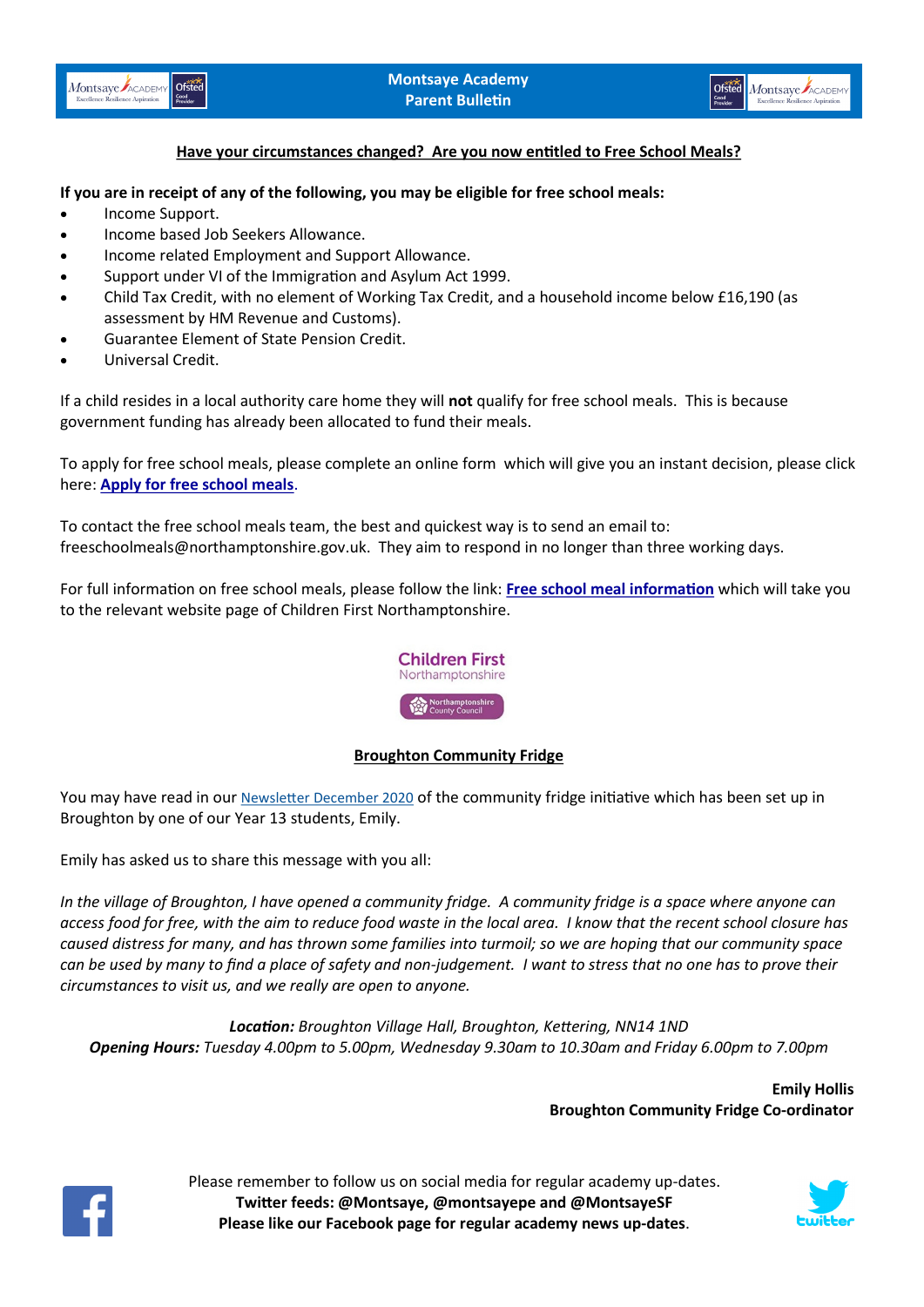## Have your circumstances changed? Are you now entitled to Free School Meals?

**If you are in receipt of any of the following, you may be eligible for free school meals:**

- Income Support.
- Income based Job Seekers Allowance.
- Income related Employment and Support Allowance.
- Support under VI of the Immigration and Asylum Act 1999.
- Child Tax Credit, with no element of Working Tax Credit, and a household income below £16,190 (as assessment by HM Revenue and Customs).
- Guarantee Element of State Pension Credit.
- Universal Credit.

If a child resides in a local authority care home they will **not** qualify for free school meals. This is because government funding has already been allocated to fund their meals.

To apply for free school meals, please complete an online form which will give you an instant decision, please click here: **Apply for free school meals**.

To contact the free school meals team, the best and quickest way is to send an email to: freeschoolmeals@northamptonshire.gov.uk. They aim to respond in no longer than three working days.

For full information on free school meals, please follow the link: **Free school meal information** which will take you to the relevant website page of Children First Northamptonshire.

Children First Northamptonshire

Northamptonshire County Council

## Broughton Community Fridge

You may have read in our Newsletter December 2020 of the community fridge initiative which has been set up in Broughton by one of our Year 13 students, Emily.

Emily has asked us to share this message with you all:

*In the village of Broughton, I have opened a community fridge. A community fridge is a space where anyone can access food for free, with the aim to reduce food waste in the local area. I know that the recent school closure has caused distress for many, and has thrown some families into turmoil; so we are hoping that our community space can be used by many to find a place of safety and non-judgement. I want to stress that no one has to prove their circumstances to visit us, and we really are open to anyone.*

***Location:*** *Broughton Village Hall, Broughton, Kettering, NN14 1ND*
***Opening Hours:*** *Tuesday 4.00pm to 5.00pm, Wednesday 9.30am to 10.30am and Friday 6.00pm to 7.00pm*

**Emily Hollis**
**Broughton Community Fridge Co-ordinator**

Please remember to follow us on social media for regular academy up-dates.
**Twitter feeds: @Montsaye, @montsayepe and @MontsayeSF**
**Please like our Facebook page for regular academy news up-dates**.